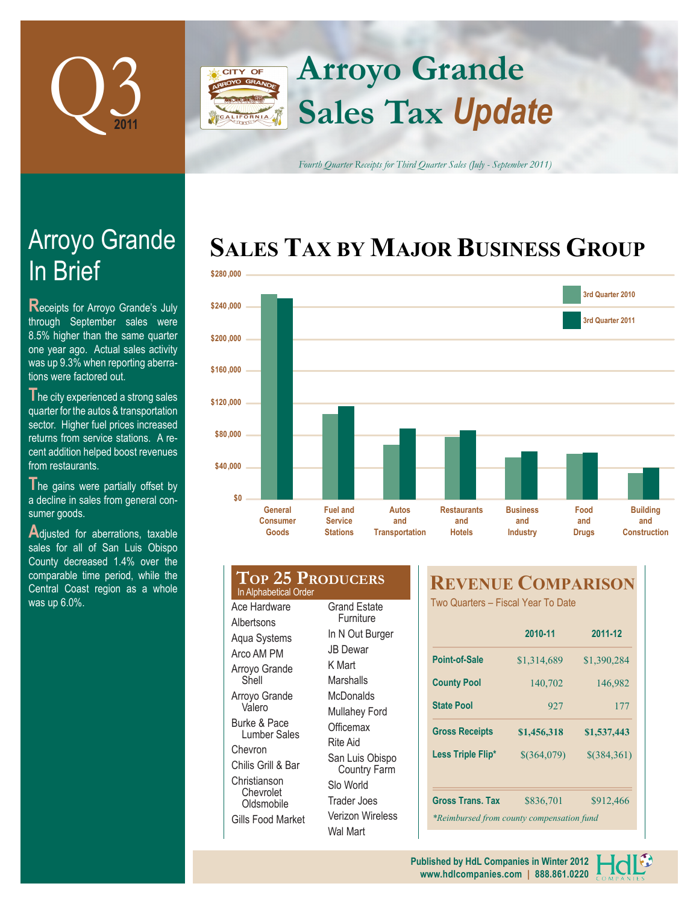# Q3 2011

# Arroyo Grande Sales Tax *Update*

*Fourth Quarter Receipts for Third Quarter Sales (July - September 2011)*

## Arroyo Grande In Brief

Receipts for Arroyo Grande's July through September sales were 8.5% higher than the same quarter one year ago. Actual sales activity was up 9.3% when reporting aberrations were factored out.

The city experienced a strong sales quarter for the autos & transportation sector. Higher fuel prices increased returns from service stations. A recent addition helped boost revenues from restaurants.

The gains were partially offset by a decline in sales from general consumer goods.

Adjusted for aberrations, taxable sales for all of San Luis Obispo County decreased 1.4% over the comparable time period, while the Central Coast region as a whole was up 6.0%.

## Sales Tax by Major Business Group

Legend: 3rd Quarter 2010, 3rd Quarter 2011

Y-axis: $0 to $280,000

Categories: General Consumer Goods; Fuel and Service Stations; Autos and Transportation; Restaurants and Hotels; Business and Industry; Food and Drugs; Building and Construction

## Top 25 Producers

In Alphabetical Order

- Ace Hardware
- Albertsons
- Aqua Systems
- Arco AM PM
- Arroyo Grande Shell
- Arroyo Grande Valero
- Burke & Pace Lumber Sales
- Chevron
- Chilis Grill & Bar
- Christianson Chevrolet Oldsmobile
- Gills Food Market
- Grand Estate Furniture
- In N Out Burger
- JB Dewar
- K Mart
- Marshalls
- McDonalds
- Mullahey Ford
- Officemax
- Rite Aid
- San Luis Obispo Country Farm
- Slo World
- Trader Joes
- Verizon Wireless
- Wal Mart

## Revenue Comparison

Two Quarters – Fiscal Year To Date

| | 2010-11 | 2011-12 |
|---|---|---|
| Point-of-Sale | $1,314,689 | $1,390,284 |
| County Pool | 140,702 | 146,982 |
| State Pool | 927 | 177 |
| **Gross Receipts** | **$1,456,318** | **$1,537,443** |
| Less Triple Flip* | $(364,079) | $(384,361) |
| Gross Trans. Tax | $836,701 | $912,466 |

*\*Reimbursed from county compensation fund*

Published by HdL Companies in Winter 2012
www.hdlcompanies.com | 888.861.0220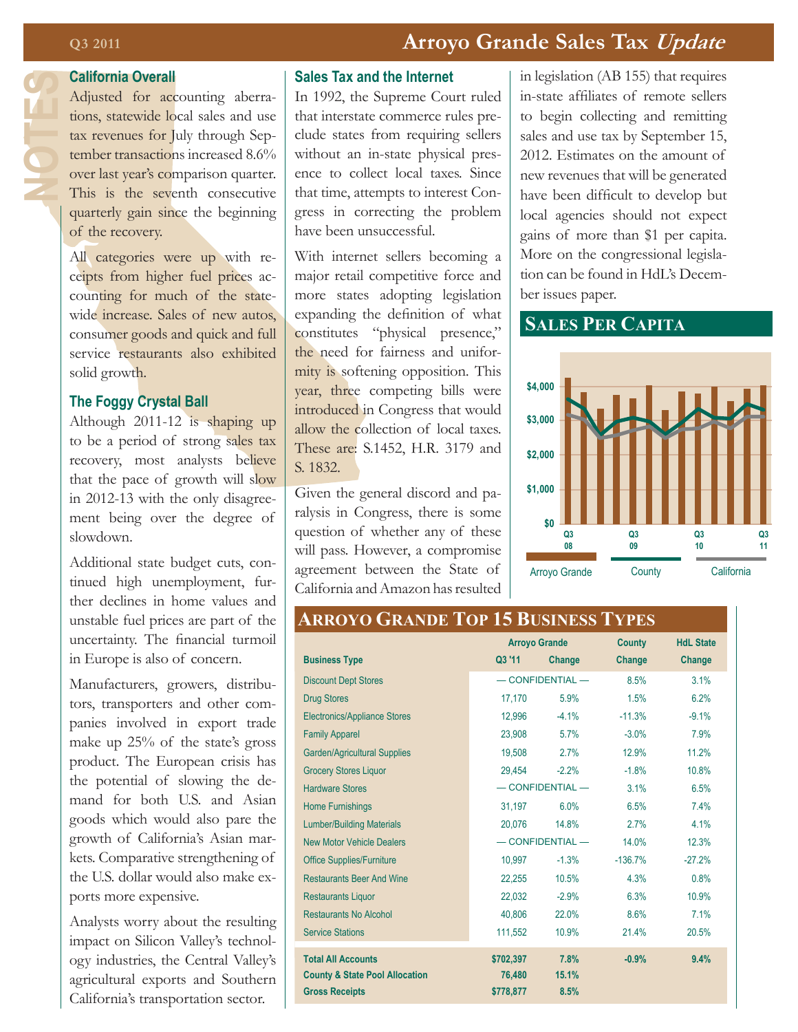Q3 2011

# Arroyo Grande Sales Tax *Update*

NOTES

### California Overall

Adjusted for accounting aberrations, statewide local sales and use tax revenues for July through September transactions increased 8.6% over last year's comparison quarter. This is the seventh consecutive quarterly gain since the beginning of the recovery.

All categories were up with receipts from higher fuel prices accounting for much of the statewide increase. Sales of new autos, consumer goods and quick and full service restaurants also exhibited solid growth.

### The Foggy Crystal Ball

Although 2011-12 is shaping up to be a period of strong sales tax recovery, most analysts believe that the pace of growth will slow in 2012-13 with the only disagreement being over the degree of slowdown.

Additional state budget cuts, continued high unemployment, further declines in home values and unstable fuel prices are part of the uncertainty. The financial turmoil in Europe is also of concern.

Manufacturers, growers, distributors, transporters and other companies involved in export trade make up 25% of the state's gross product. The European crisis has the potential of slowing the demand for both U.S. and Asian goods which would also pare the growth of California's Asian markets. Comparative strengthening of the U.S. dollar would also make exports more expensive.

Analysts worry about the resulting impact on Silicon Valley's technology industries, the Central Valley's agricultural exports and Southern California's transportation sector.

### Sales Tax and the Internet

In 1992, the Supreme Court ruled that interstate commerce rules preclude states from requiring sellers without an in-state physical presence to collect local taxes. Since that time, attempts to interest Congress in correcting the problem have been unsuccessful.

With internet sellers becoming a major retail competitive force and more states adopting legislation expanding the definition of what constitutes "physical presence," the need for fairness and uniformity is softening opposition. This year, three competing bills were introduced in Congress that would allow the collection of local taxes. These are: S.1452, H.R. 3179 and S. 1832.

Given the general discord and paralysis in Congress, there is some question of whether any of these will pass. However, a compromise agreement between the State of California and Amazon has resulted in legislation (AB 155) that requires in-state affiliates of remote sellers to begin collecting and remitting sales and use tax by September 15, 2012. Estimates on the amount of new revenues that will be generated have been difficult to develop but local agencies should not expect gains of more than $1 per capita. More on the congressional legislation can be found in HdL's December issues paper.

## Sales Per Capita

$4,000
$3,000
$2,000
$1,000
$0
Q3 08
Q3 09
Q3 10
Q3 11
Arroyo Grande
County
California

## Arroyo Grande Top 15 Business Types

| | Arroyo Grande | | County | HdL State |
|---|---|---|---|---|
| Business Type | Q3 '11 | Change | Change | Change |
| Discount Dept Stores | — CONFIDENTIAL — | | 8.5% | 3.1% |
| Drug Stores | 17,170 | 5.9% | 1.5% | 6.2% |
| Electronics/Appliance Stores | 12,996 | -4.1% | -11.3% | -9.1% |
| Family Apparel | 23,908 | 5.7% | -3.0% | 7.9% |
| Garden/Agricultural Supplies | 19,508 | 2.7% | 12.9% | 11.2% |
| Grocery Stores Liquor | 29,454 | -2.2% | -1.8% | 10.8% |
| Hardware Stores | — CONFIDENTIAL — | | 3.1% | 6.5% |
| Home Furnishings | 31,197 | 6.0% | 6.5% | 7.4% |
| Lumber/Building Materials | 20,076 | 14.8% | 2.7% | 4.1% |
| New Motor Vehicle Dealers | — CONFIDENTIAL — | | 14.0% | 12.3% |
| Office Supplies/Furniture | 10,997 | -1.3% | -136.7% | -27.2% |
| Restaurants Beer And Wine | 22,255 | 10.5% | 4.3% | 0.8% |
| Restaurants Liquor | 22,032 | -2.9% | 6.3% | 10.9% |
| Restaurants No Alcohol | 40,806 | 22.0% | 8.6% | 7.1% |
| Service Stations | 111,552 | 10.9% | 21.4% | 20.5% |
| **Total All Accounts** | **$702,397** | **7.8%** | **-0.9%** | **9.4%** |
| **County & State Pool Allocation** | **76,480** | **15.1%** | | |
| **Gross Receipts** | **$778,877** | **8.5%** | | |